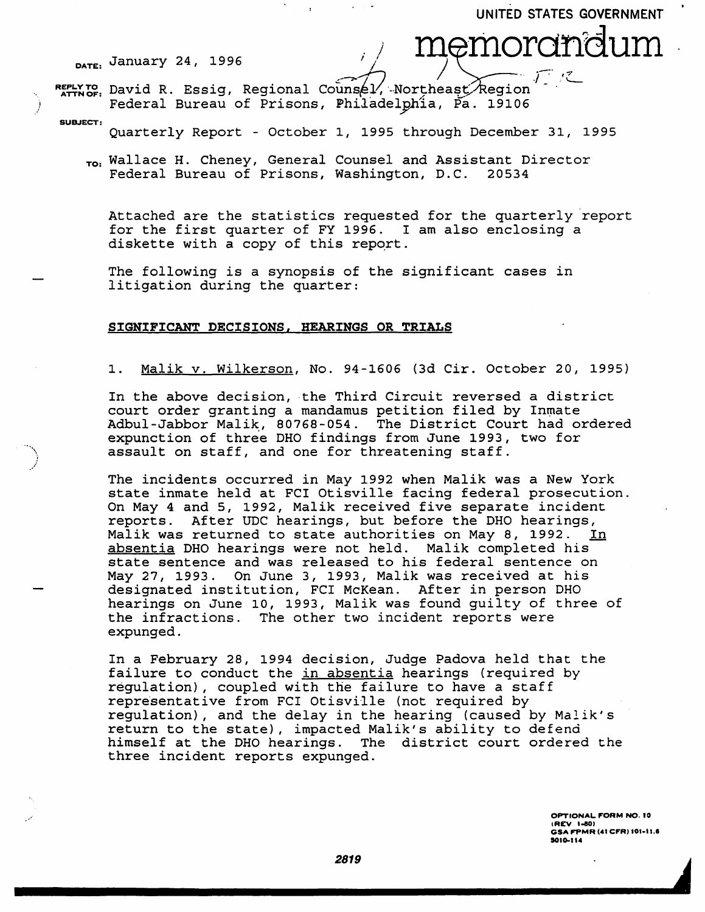UNITED STATES GOVERNMENT

# memorandum

DATE: January 24, 1996

REPLY TO ATTN OF: David R. Essig, Regional Counsel, Northeast Region
Federal Bureau of Prisons, Philadelphia, Pa. 19106

SUBJECT: Quarterly Report - October 1, 1995 through December 31, 1995

TO: Wallace H. Cheney, General Counsel and Assistant Director
Federal Bureau of Prisons, Washington, D.C. 20534

Attached are the statistics requested for the quarterly report for the first quarter of FY 1996. I am also enclosing a diskette with a copy of this report.

The following is a synopsis of the significant cases in litigation during the quarter:

## SIGNIFICANT DECISIONS, HEARINGS OR TRIALS

1. Malik v. Wilkerson, No. 94-1606 (3d Cir. October 20, 1995)

In the above decision, the Third Circuit reversed a district court order granting a mandamus petition filed by Inmate Adbul-Jabbor Malik, 80768-054. The District Court had ordered expunction of three DHO findings from June 1993, two for assault on staff, and one for threatening staff.

The incidents occurred in May 1992 when Malik was a New York state inmate held at FCI Otisville facing federal prosecution. On May 4 and 5, 1992, Malik received five separate incident reports. After UDC hearings, but before the DHO hearings, Malik was returned to state authorities on May 8, 1992. *In absentia* DHO hearings were not held. Malik completed his state sentence and was released to his federal sentence on May 27, 1993. On June 3, 1993, Malik was received at his designated institution, FCI McKean. After in person DHO hearings on June 10, 1993, Malik was found guilty of three of the infractions. The other two incident reports were expunged.

In a February 28, 1994 decision, Judge Padova held that the failure to conduct the *in absentia* hearings (required by regulation), coupled with the failure to have a staff representative from FCI Otisville (not required by regulation), and the delay in the hearing (caused by Malik's return to the state), impacted Malik's ability to defend himself at the DHO hearings. The district court ordered the three incident reports expunged.

OPTIONAL FORM NO. 10
(REV 1-80)
GSA FPMR (41 CFR) 101-11.6
5010-114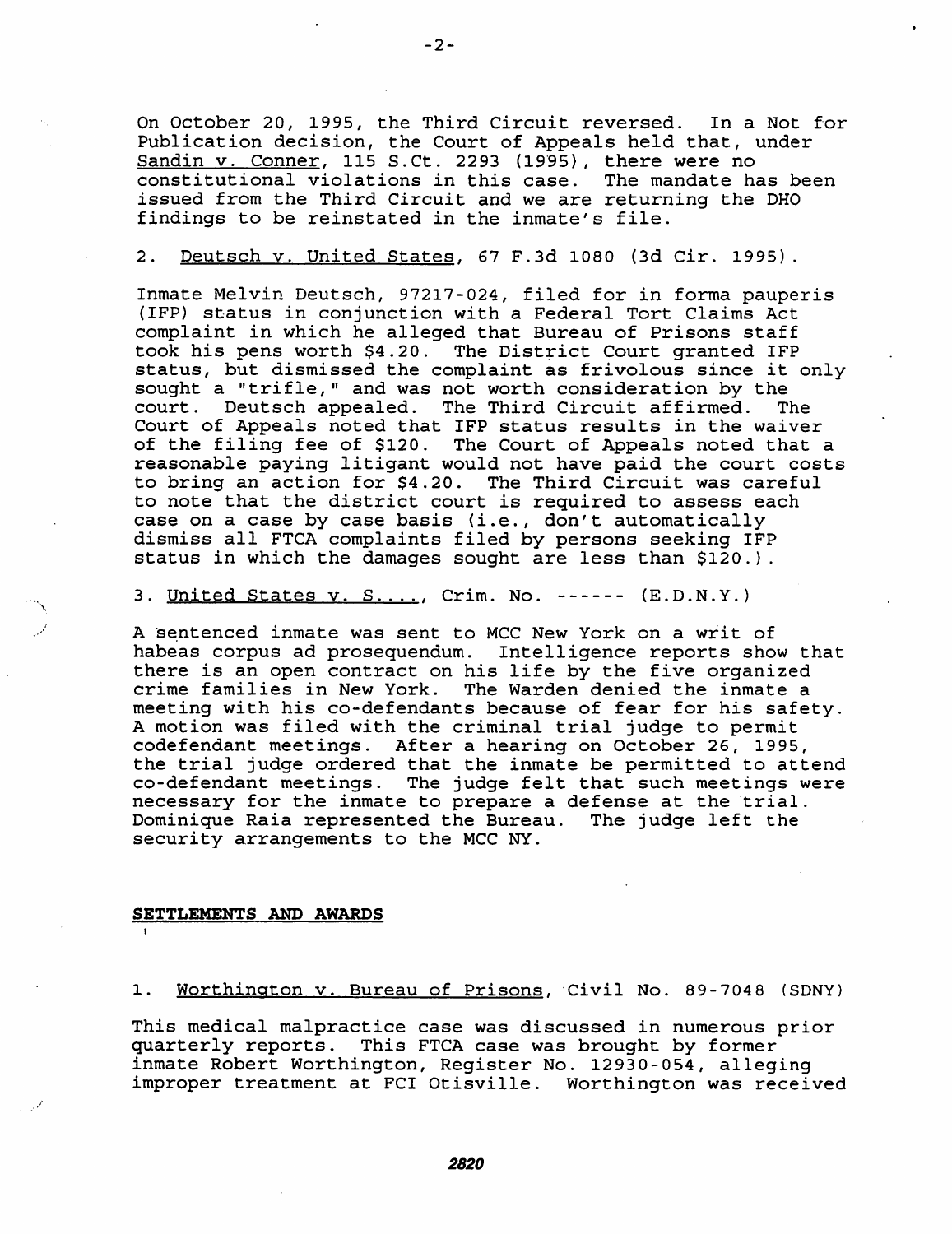On October 20, 1995, the Third Circuit reversed. In a Not for Publication decision, the Court of Appeals held that, under Sandin v. Conner, 115 S.Ct. 2293 (1995), there were no constitutional violations in this case. The mandate has been issued from the Third Circuit and we are returning the DHO findings to be reinstated in the inmate's file.

2. Deutsch v. United States, 67 F.3d 1080 (3d Cir. 1995).

Inmate Melvin Deutsch, 97217-024, filed for in forma pauperis (IFP) status in conjunction with a Federal Tort Claims Act complaint in which he alleged that Bureau of Prisons staff took his pens worth $4.20. The District Court granted IFP status, but dismissed the complaint as frivolous since it only sought a "trifle," and was not worth consideration by the court. Deutsch appealed. The Third Circuit affirmed. The Court of Appeals noted that IFP status results in the waiver of the filing fee of $120. The Court of Appeals noted that a reasonable paying litigant would not have paid the court costs to bring an action for $4.20. The Third Circuit was careful to note that the district court is required to assess each case on a case by case basis (i.e., don't automatically dismiss all FTCA complaints filed by persons seeking IFP status in which the damages sought are less than $120.).

3. United States v. S...., Crim. No. ------ (E.D.N.Y.)

A sentenced inmate was sent to MCC New York on a writ of habeas corpus ad prosequendum. Intelligence reports show that there is an open contract on his life by the five organized crime families in New York. The Warden denied the inmate a meeting with his co-defendants because of fear for his safety. A motion was filed with the criminal trial judge to permit codefendant meetings. After a hearing on October 26, 1995, the trial judge ordered that the inmate be permitted to attend co-defendant meetings. The judge felt that such meetings were necessary for the inmate to prepare a defense at the trial. Dominique Raia represented the Bureau. The judge left the security arrangements to the MCC NY.

**SETTLEMENTS AND AWARDS**

1. Worthington v. Bureau of Prisons, Civil No. 89-7048 (SDNY)

This medical malpractice case was discussed in numerous prior quarterly reports. This FTCA case was brought by former inmate Robert Worthington, Register No. 12930-054, alleging improper treatment at FCI Otisville. Worthington was received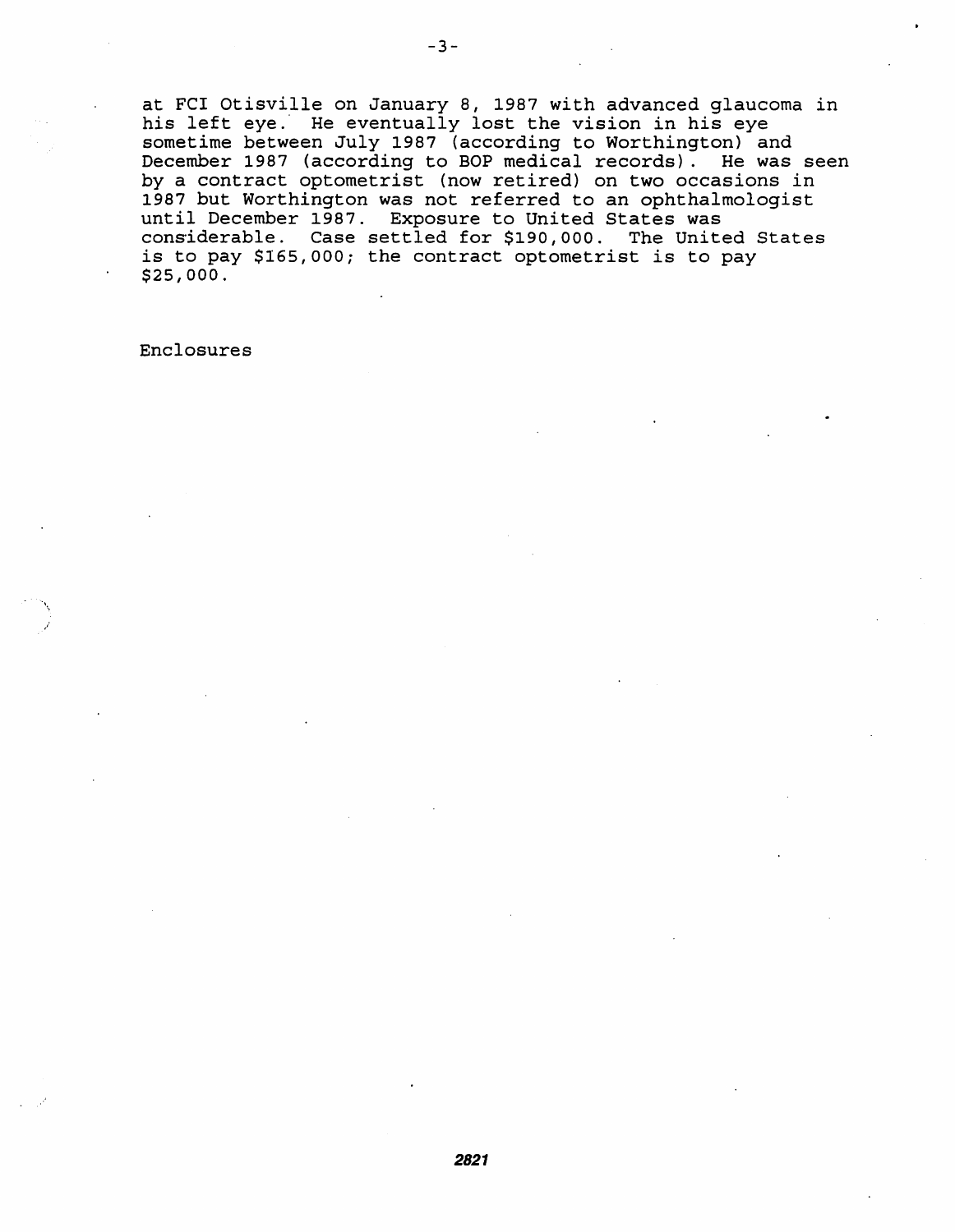at FCI Otisville on January 8, 1987 with advanced glaucoma in his left eye. He eventually lost the vision in his eye sometime between July 1987 (according to Worthington) and December 1987 (according to BOP medical records). He was seen by a contract optometrist (now retired) on two occasions in 1987 but Worthington was not referred to an ophthalmologist until December 1987. Exposure to United States was considerable. Case settled for $190,000. The United States is to pay $165,000; the contract optometrist is to pay $25,000.

Enclosures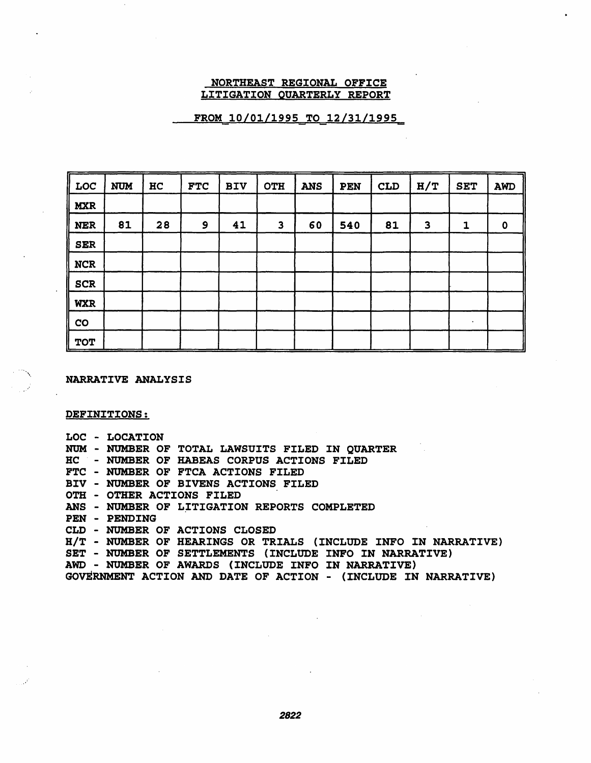# NORTHEAST REGIONAL OFFICE
# LITIGATION QUARTERLY REPORT

## FROM 10/01/1995 TO 12/31/1995

| LOC | NUM | HC | FTC | BIV | OTH | ANS | PEN | CLD | H/T | SET | AWD |
|---|---|---|---|---|---|---|---|---|---|---|---|
| MXR | | | | | | | | | | | |
| NER | 81 | 28 | 9 | 41 | 3 | 60 | 540 | 81 | 3 | 1 | 0 |
| SER | | | | | | | | | | | |
| NCR | | | | | | | | | | | |
| SCR | | | | | | | | | | | |
| WXR | | | | | | | | | | | |
| CO | | | | | | | | | | | |
| TOT | | | | | | | | | | | |

NARRATIVE ANALYSIS

DEFINITIONS:

LOC - LOCATION
NUM - NUMBER OF TOTAL LAWSUITS FILED IN QUARTER
HC - NUMBER OF HABEAS CORPUS ACTIONS FILED
FTC - NUMBER OF FTCA ACTIONS FILED
BIV - NUMBER OF BIVENS ACTIONS FILED
OTH - OTHER ACTIONS FILED
ANS - NUMBER OF LITIGATION REPORTS COMPLETED
PEN - PENDING
CLD - NUMBER OF ACTIONS CLOSED
H/T - NUMBER OF HEARINGS OR TRIALS (INCLUDE INFO IN NARRATIVE)
SET - NUMBER OF SETTLEMENTS (INCLUDE INFO IN NARRATIVE)
AWD - NUMBER OF AWARDS (INCLUDE INFO IN NARRATIVE)
GOVERNMENT ACTION AND DATE OF ACTION - (INCLUDE IN NARRATIVE)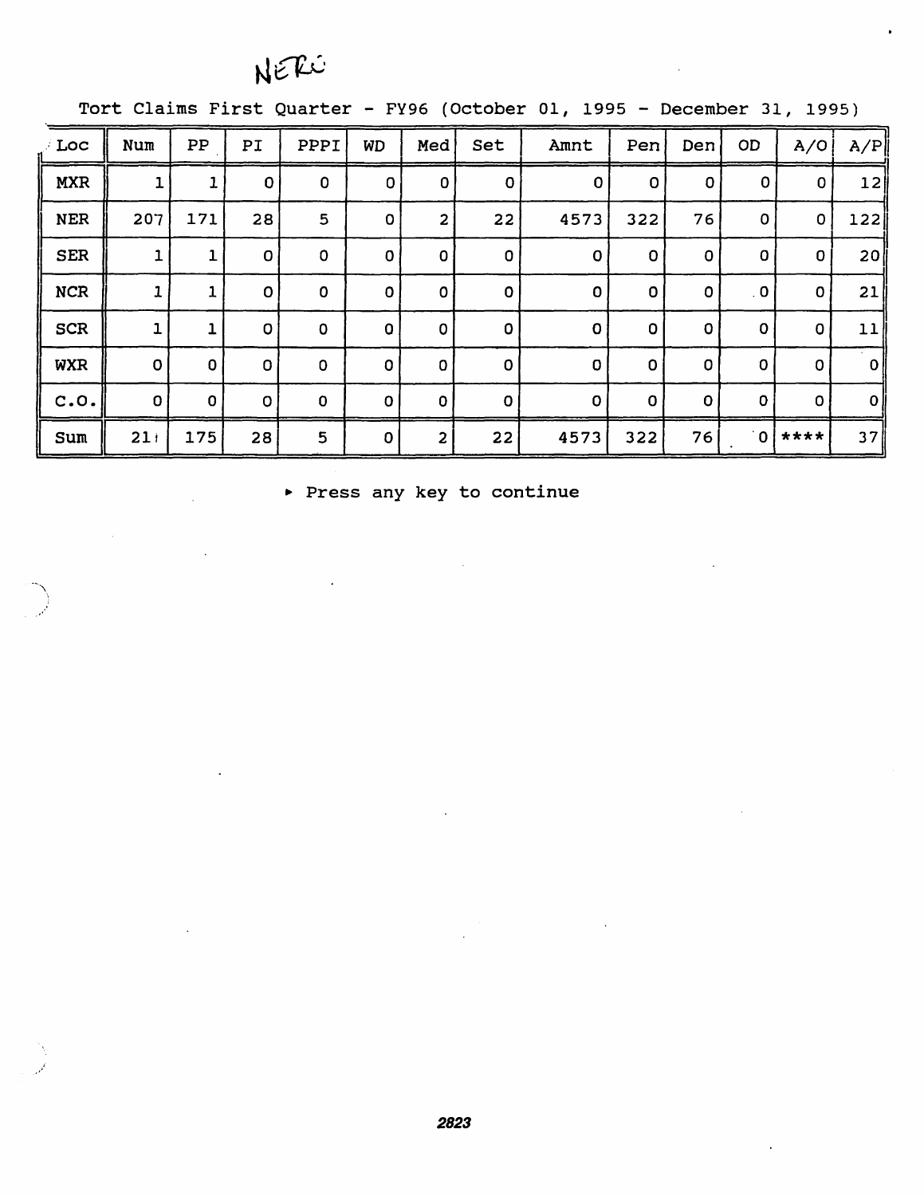NERC

Tort Claims First Quarter - FY96 (October 01, 1995 - December 31, 1995)

| Loc | Num | PP | PI | PPPI | WD | Med | Set | Amnt | Pen | Den | OD | A/O | A/P |
|---|---|---|---|---|---|---|---|---|---|---|---|---|---|
| MXR | 1 | 1 | 0 | 0 | 0 | 0 | 0 | 0 | 0 | 0 | 0 | 0 | 12 |
| NER | 207 | 171 | 28 | 5 | 0 | 2 | 22 | 4573 | 322 | 76 | 0 | 0 | 122 |
| SER | 1 | 1 | 0 | 0 | 0 | 0 | 0 | 0 | 0 | 0 | 0 | 0 | 20 |
| NCR | 1 | 1 | 0 | 0 | 0 | 0 | 0 | 0 | 0 | 0 | 0 | 0 | 21 |
| SCR | 1 | 1 | 0 | 0 | 0 | 0 | 0 | 0 | 0 | 0 | 0 | 0 | 11 |
| WXR | 0 | 0 | 0 | 0 | 0 | 0 | 0 | 0 | 0 | 0 | 0 | 0 | 0 |
| C.O. | 0 | 0 | 0 | 0 | 0 | 0 | 0 | 0 | 0 | 0 | 0 | 0 | 0 |
| Sum | 211 | 175 | 28 | 5 | 0 | 2 | 22 | 4573 | 322 | 76 | 0 | **** | 37 |

▸ Press any key to continue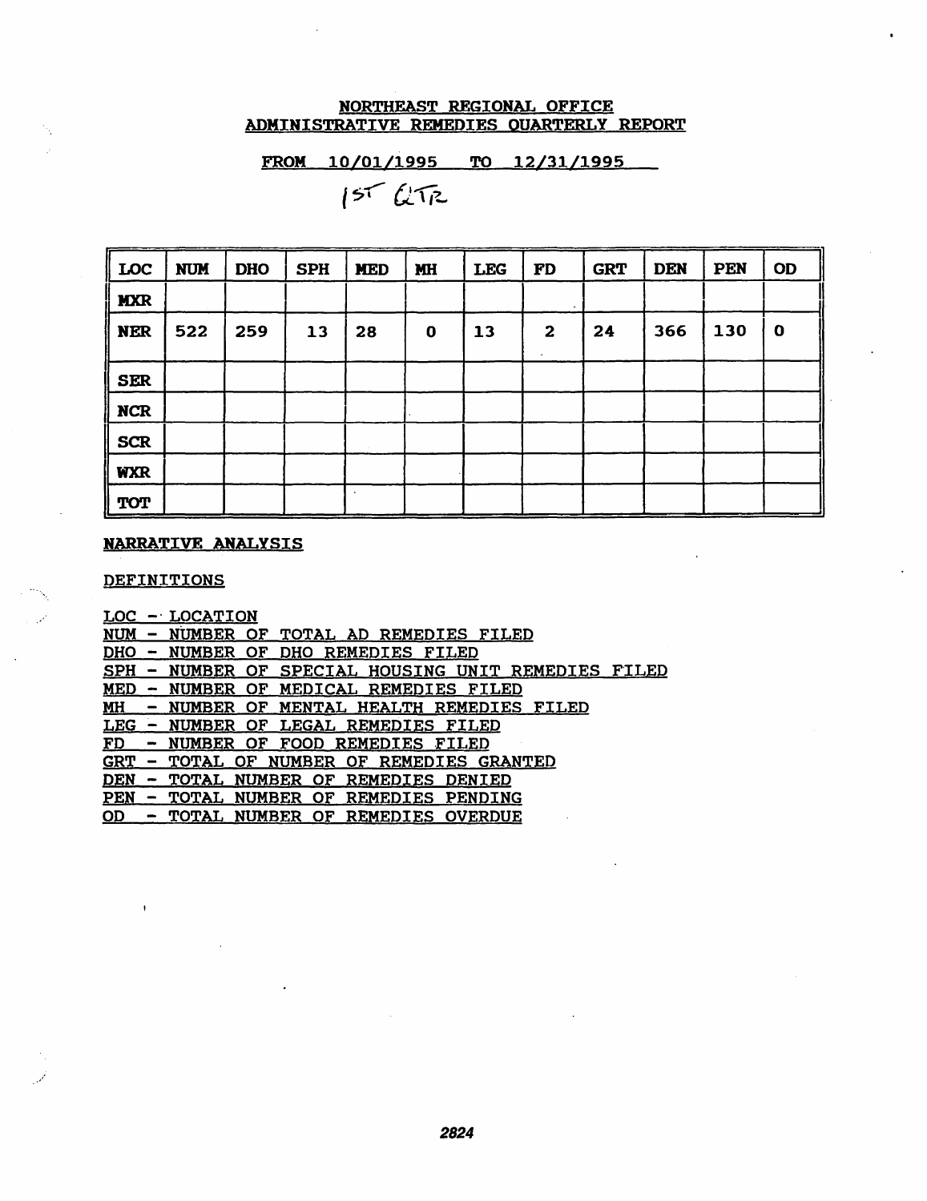**NORTHEAST REGIONAL OFFICE**
**ADMINISTRATIVE REMEDIES QUARTERLY REPORT**

**FROM 10/01/1995 TO 12/31/1995**

1st QTR

| LOC | NUM | DHO | SPH | MED | MH | LEG | FD | GRT | DEN | PEN | OD |
|---|---|---|---|---|---|---|---|---|---|---|---|
| MXR | | | | | | | | | | | |
| NER | 522 | 259 | 13 | 28 | 0 | 13 | 2 | 24 | 366 | 130 | 0 |
| SER | | | | | | | | | | | |
| NCR | | | | | | | | | | | |
| SCR | | | | | | | | | | | |
| WXR | | | | | | | | | | | |
| TOT | | | | | | | | | | | |

**NARRATIVE ANALYSIS**

DEFINITIONS

LOC - LOCATION
NUM - NUMBER OF TOTAL AD REMEDIES FILED
DHO - NUMBER OF DHO REMEDIES FILED
SPH - NUMBER OF SPECIAL HOUSING UNIT REMEDIES FILED
MED - NUMBER OF MEDICAL REMEDIES FILED
MH - NUMBER OF MENTAL HEALTH REMEDIES FILED
LEG - NUMBER OF LEGAL REMEDIES FILED
FD - NUMBER OF FOOD REMEDIES FILED
GRT - TOTAL OF NUMBER OF REMEDIES GRANTED
DEN - TOTAL NUMBER OF REMEDIES DENIED
PEN - TOTAL NUMBER OF REMEDIES PENDING
OD - TOTAL NUMBER OF REMEDIES OVERDUE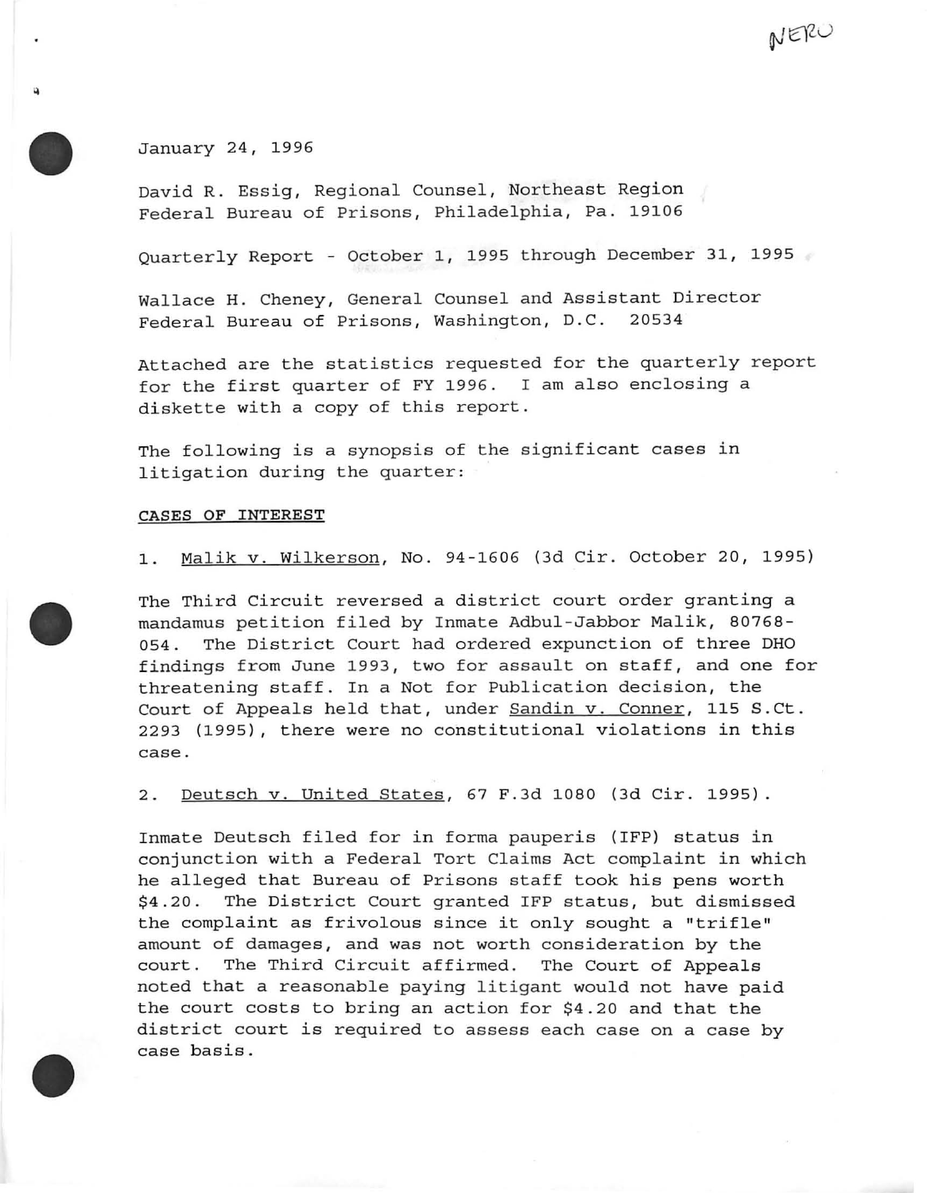NERO

January 24, 1996

David R. Essig, Regional Counsel, Northeast Region
Federal Bureau of Prisons, Philadelphia, Pa. 19106

Quarterly Report - October 1, 1995 through December 31, 1995

Wallace H. Cheney, General Counsel and Assistant Director
Federal Bureau of Prisons, Washington, D.C. 20534

Attached are the statistics requested for the quarterly report for the first quarter of FY 1996. I am also enclosing a diskette with a copy of this report.

The following is a synopsis of the significant cases in litigation during the quarter:

**CASES OF INTEREST**

1. Malik v. Wilkerson, No. 94-1606 (3d Cir. October 20, 1995)

The Third Circuit reversed a district court order granting a mandamus petition filed by Inmate Adbul-Jabbor Malik, 80768-054. The District Court had ordered expunction of three DHO findings from June 1993, two for assault on staff, and one for threatening staff. In a Not for Publication decision, the Court of Appeals held that, under Sandin v. Conner, 115 S.Ct. 2293 (1995), there were no constitutional violations in this case.

2. Deutsch v. United States, 67 F.3d 1080 (3d Cir. 1995).

Inmate Deutsch filed for in forma pauperis (IFP) status in conjunction with a Federal Tort Claims Act complaint in which he alleged that Bureau of Prisons staff took his pens worth $4.20. The District Court granted IFP status, but dismissed the complaint as frivolous since it only sought a "trifle" amount of damages, and was not worth consideration by the court. The Third Circuit affirmed. The Court of Appeals noted that a reasonable paying litigant would not have paid the court costs to bring an action for $4.20 and that the district court is required to assess each case on a case by case basis.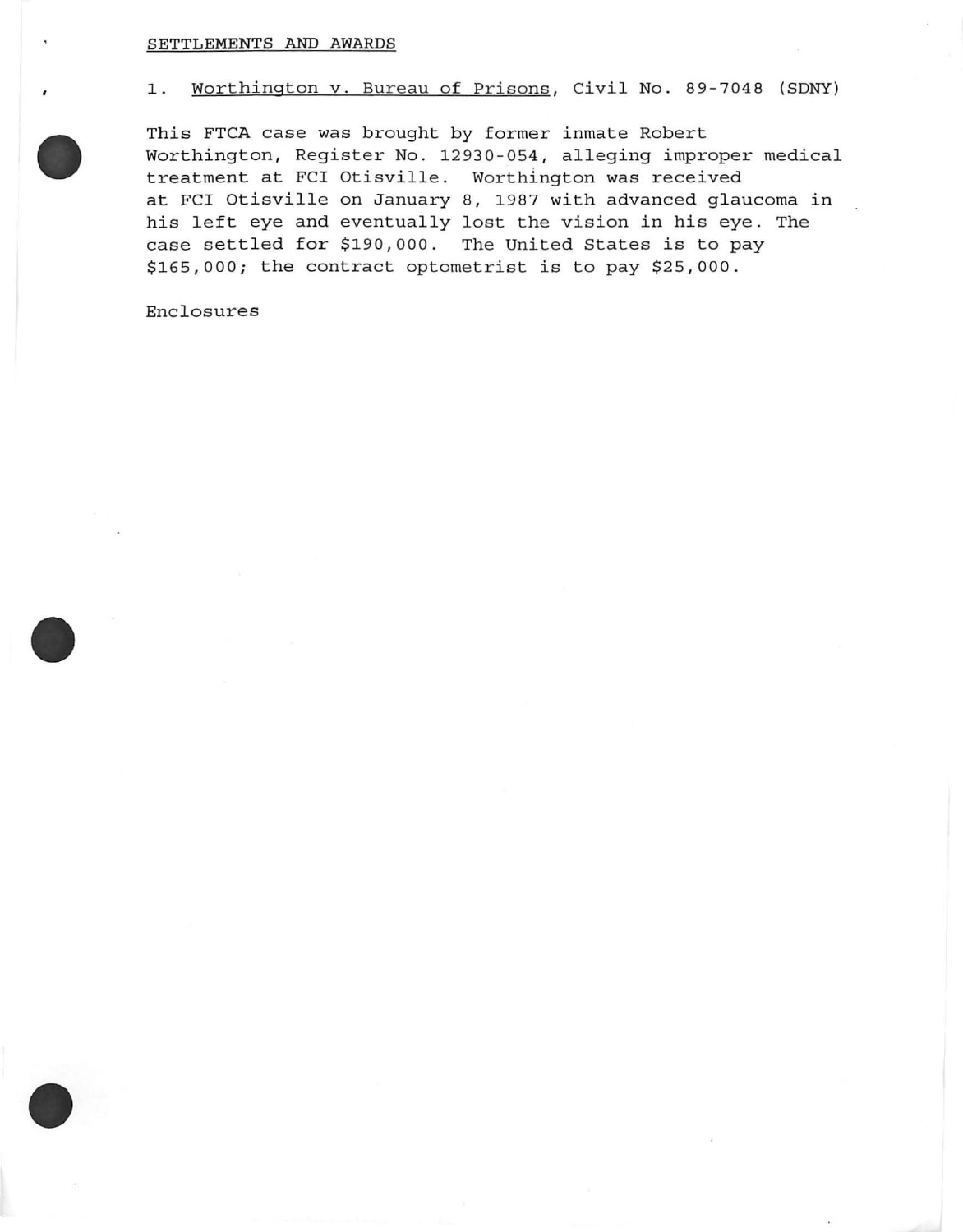<u>SETTLEMENTS AND AWARDS</u>

1. <u>Worthington v. Bureau of Prisons</u>, Civil No. 89-7048 (SDNY)

This FTCA case was brought by former inmate Robert Worthington, Register No. 12930-054, alleging improper medical treatment at FCI Otisville. Worthington was received at FCI Otisville on January 8, 1987 with advanced glaucoma in his left eye and eventually lost the vision in his eye. The case settled for $190,000. The United States is to pay $165,000; the contract optometrist is to pay $25,000.

Enclosures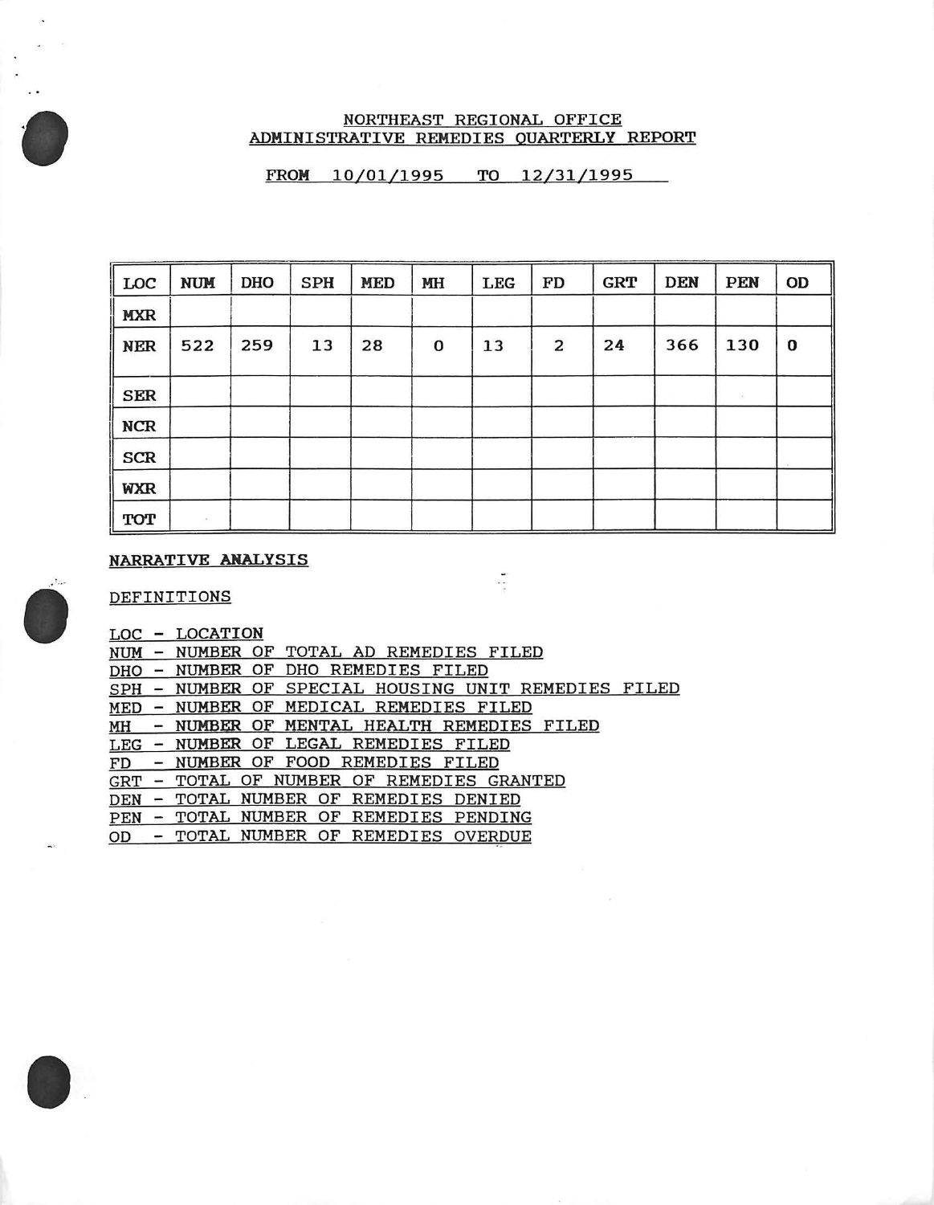# NORTHEAST REGIONAL OFFICE
# ADMINISTRATIVE REMEDIES QUARTERLY REPORT

FROM 10/01/1995 TO 12/31/1995

| LOC | NUM | DHO | SPH | MED | MH | LEG | FD | GRT | DEN | PEN | OD |
|---|---|---|---|---|---|---|---|---|---|---|---|
| MXR | | | | | | | | | | | |
| NER | 522 | 259 | 13 | 28 | 0 | 13 | 2 | 24 | 366 | 130 | 0 |
| SER | | | | | | | | | | | |
| NCR | | | | | | | | | | | |
| SCR | | | | | | | | | | | |
| WXR | | | | | | | | | | | |
| TOT | | | | | | | | | | | |

**NARRATIVE ANALYSIS**

DEFINITIONS

LOC - LOCATION
NUM - NUMBER OF TOTAL AD REMEDIES FILED
DHO - NUMBER OF DHO REMEDIES FILED
SPH - NUMBER OF SPECIAL HOUSING UNIT REMEDIES FILED
MED - NUMBER OF MEDICAL REMEDIES FILED
MH - NUMBER OF MENTAL HEALTH REMEDIES FILED
LEG - NUMBER OF LEGAL REMEDIES FILED
FD - NUMBER OF FOOD REMEDIES FILED
GRT - TOTAL OF NUMBER OF REMEDIES GRANTED
DEN - TOTAL NUMBER OF REMEDIES DENIED
PEN - TOTAL NUMBER OF REMEDIES PENDING
OD - TOTAL NUMBER OF REMEDIES OVERDUE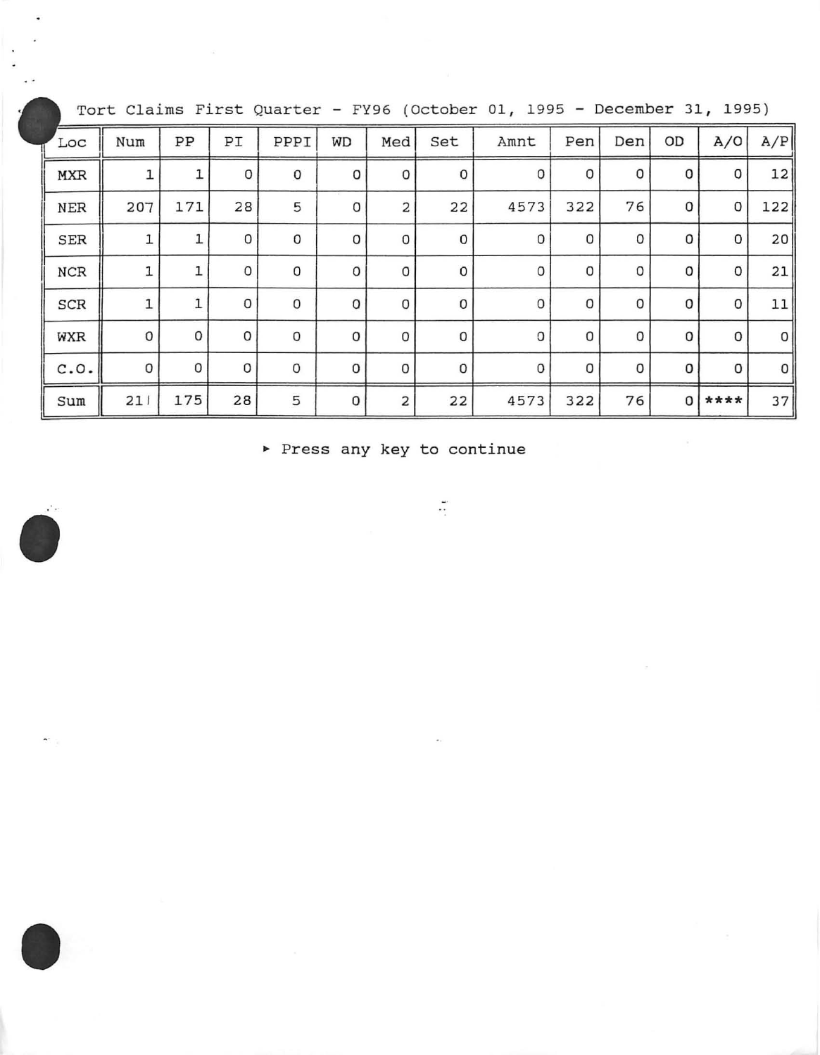Tort Claims First Quarter - FY96 (October 01, 1995 - December 31, 1995)

| Loc | Num | PP | PI | PPPI | WD | Med | Set | Amnt | Pen | Den | OD | A/O | A/P |
|---|---|---|---|---|---|---|---|---|---|---|---|---|---|
| MXR | 1 | 1 | 0 | 0 | 0 | 0 | 0 | 0 | 0 | 0 | 0 | 0 | 12 |
| NER | 207 | 171 | 28 | 5 | 0 | 2 | 22 | 4573 | 322 | 76 | 0 | 0 | 122 |
| SER | 1 | 1 | 0 | 0 | 0 | 0 | 0 | 0 | 0 | 0 | 0 | 0 | 20 |
| NCR | 1 | 1 | 0 | 0 | 0 | 0 | 0 | 0 | 0 | 0 | 0 | 0 | 21 |
| SCR | 1 | 1 | 0 | 0 | 0 | 0 | 0 | 0 | 0 | 0 | 0 | 0 | 11 |
| WXR | 0 | 0 | 0 | 0 | 0 | 0 | 0 | 0 | 0 | 0 | 0 | 0 | 0 |
| C.O. | 0 | 0 | 0 | 0 | 0 | 0 | 0 | 0 | 0 | 0 | 0 | 0 | 0 |
| Sum | 211 | 175 | 28 | 5 | 0 | 2 | 22 | 4573 | 322 | 76 | 0 | **** | 37 |

► Press any key to continue